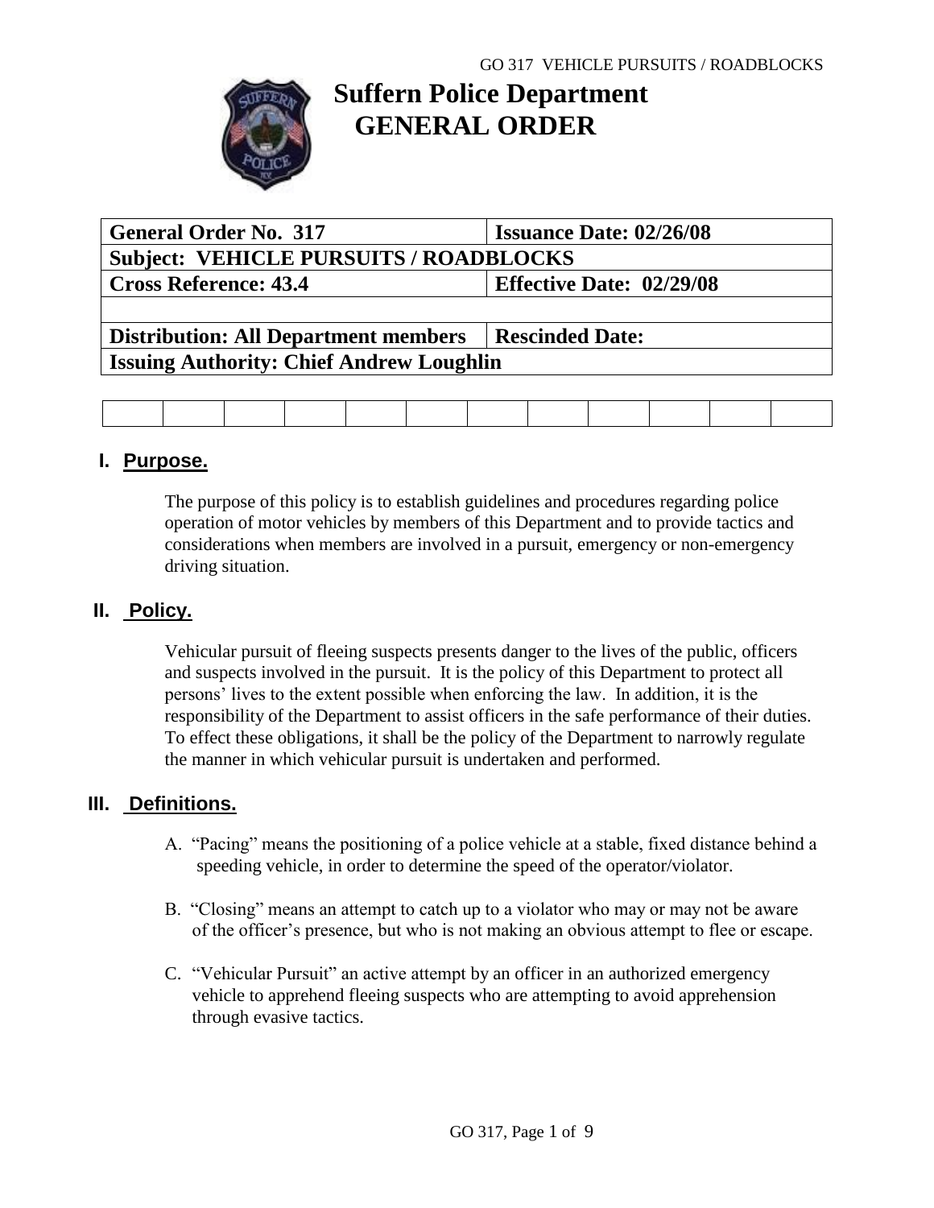# Suffern Police Department
# GENERAL ORDER

| General Order No. 317 | Issuance Date: 02/26/08 |
|---|---|
| Subject: VEHICLE PURSUITS / ROADBLOCKS | |
| Cross Reference: 43.4 | Effective Date: 02/29/08 |
| | |
| Distribution: All Department members | Rescinded Date: |
| Issuing Authority: Chief Andrew Loughlin | |

| | | | | | | | | | | | |
|---|---|---|---|---|---|---|---|---|---|---|---|
| | | | | | | | | | | | |

## I. Purpose.

The purpose of this policy is to establish guidelines and procedures regarding police operation of motor vehicles by members of this Department and to provide tactics and considerations when members are involved in a pursuit, emergency or non-emergency driving situation.

## II. Policy.

Vehicular pursuit of fleeing suspects presents danger to the lives of the public, officers and suspects involved in the pursuit. It is the policy of this Department to protect all persons' lives to the extent possible when enforcing the law. In addition, it is the responsibility of the Department to assist officers in the safe performance of their duties. To effect these obligations, it shall be the policy of the Department to narrowly regulate the manner in which vehicular pursuit is undertaken and performed.

## III. Definitions.

A. "Pacing" means the positioning of a police vehicle at a stable, fixed distance behind a speeding vehicle, in order to determine the speed of the operator/violator.

B. "Closing" means an attempt to catch up to a violator who may or may not be aware of the officer's presence, but who is not making an obvious attempt to flee or escape.

C. "Vehicular Pursuit" an active attempt by an officer in an authorized emergency vehicle to apprehend fleeing suspects who are attempting to avoid apprehension through evasive tactics.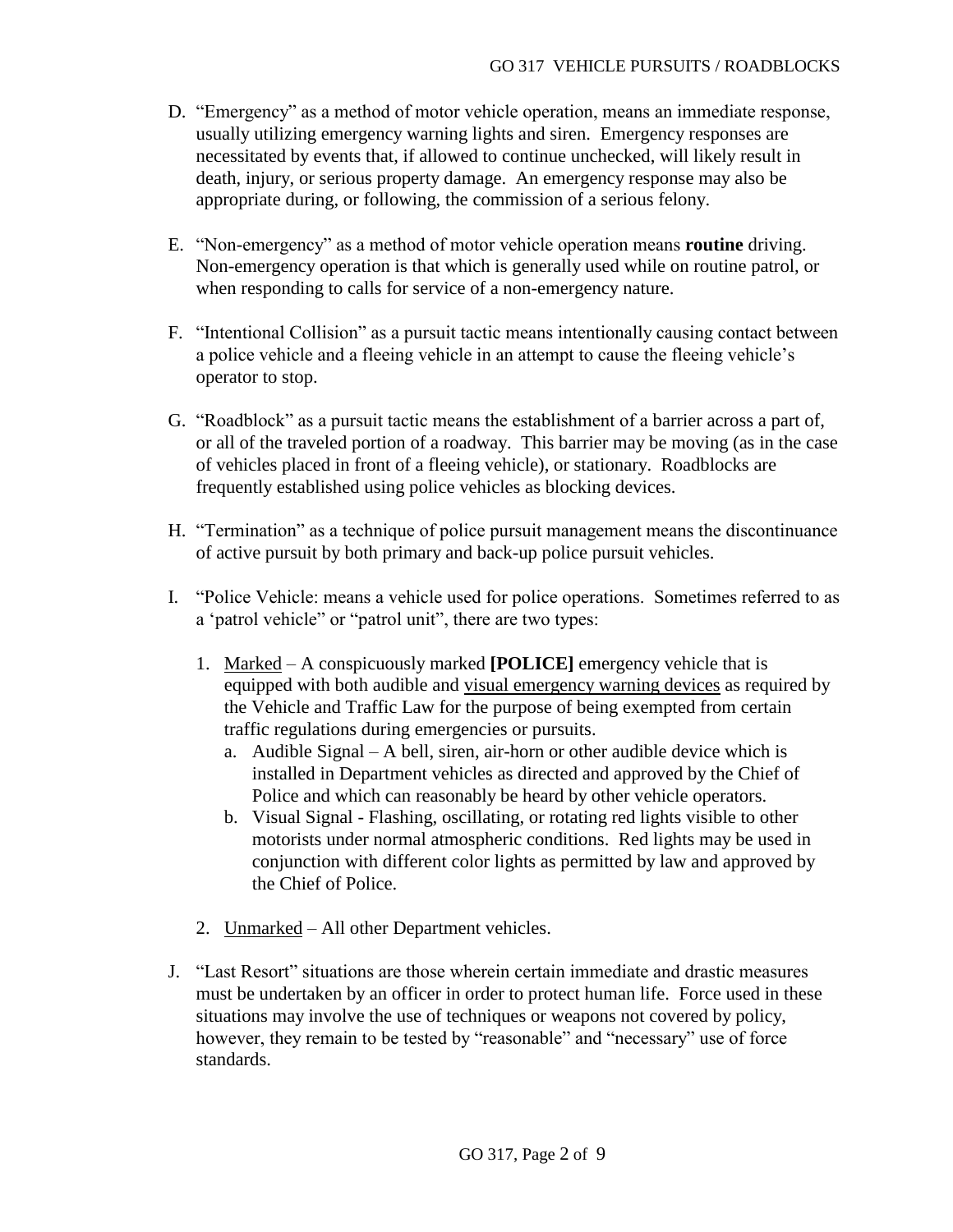D. "Emergency" as a method of motor vehicle operation, means an immediate response, usually utilizing emergency warning lights and siren. Emergency responses are necessitated by events that, if allowed to continue unchecked, will likely result in death, injury, or serious property damage. An emergency response may also be appropriate during, or following, the commission of a serious felony.

E. "Non-emergency" as a method of motor vehicle operation means **routine** driving. Non-emergency operation is that which is generally used while on routine patrol, or when responding to calls for service of a non-emergency nature.

F. "Intentional Collision" as a pursuit tactic means intentionally causing contact between a police vehicle and a fleeing vehicle in an attempt to cause the fleeing vehicle's operator to stop.

G. "Roadblock" as a pursuit tactic means the establishment of a barrier across a part of, or all of the traveled portion of a roadway. This barrier may be moving (as in the case of vehicles placed in front of a fleeing vehicle), or stationary. Roadblocks are frequently established using police vehicles as blocking devices.

H. "Termination" as a technique of police pursuit management means the discontinuance of active pursuit by both primary and back-up police pursuit vehicles.

I. "Police Vehicle: means a vehicle used for police operations. Sometimes referred to as a 'patrol vehicle" or "patrol unit", there are two types:

   1. <u>Marked</u> – A conspicuously marked **[POLICE]** emergency vehicle that is equipped with both audible and <u>visual emergency warning devices</u> as required by the Vehicle and Traffic Law for the purpose of being exempted from certain traffic regulations during emergencies or pursuits.
      a. Audible Signal – A bell, siren, air-horn or other audible device which is installed in Department vehicles as directed and approved by the Chief of Police and which can reasonably be heard by other vehicle operators.
      b. Visual Signal - Flashing, oscillating, or rotating red lights visible to other motorists under normal atmospheric conditions. Red lights may be used in conjunction with different color lights as permitted by law and approved by the Chief of Police.

   2. <u>Unmarked</u> – All other Department vehicles.

J. "Last Resort" situations are those wherein certain immediate and drastic measures must be undertaken by an officer in order to protect human life. Force used in these situations may involve the use of techniques or weapons not covered by policy, however, they remain to be tested by "reasonable" and "necessary" use of force standards.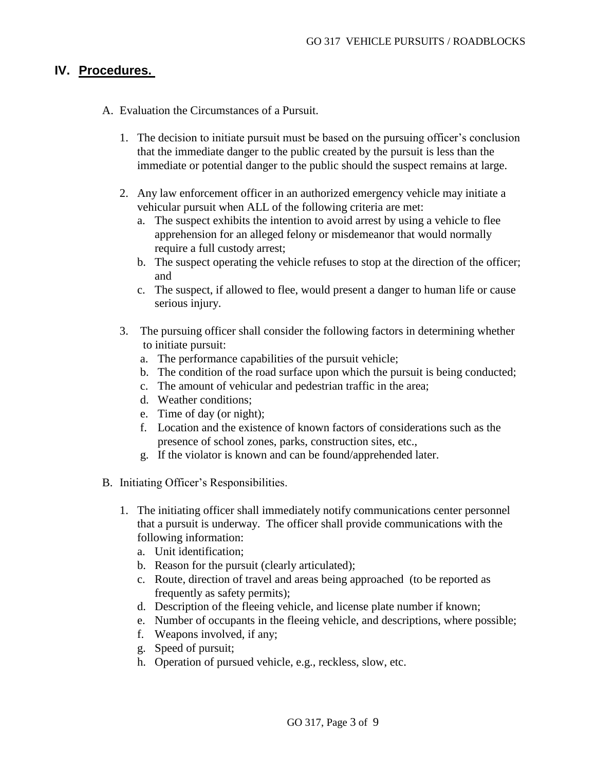## IV. Procedures.

A. Evaluation the Circumstances of a Pursuit.

1. The decision to initiate pursuit must be based on the pursuing officer's conclusion that the immediate danger to the public created by the pursuit is less than the immediate or potential danger to the public should the suspect remains at large.

2. Any law enforcement officer in an authorized emergency vehicle may initiate a vehicular pursuit when ALL of the following criteria are met:
   a. The suspect exhibits the intention to avoid arrest by using a vehicle to flee apprehension for an alleged felony or misdemeanor that would normally require a full custody arrest;
   b. The suspect operating the vehicle refuses to stop at the direction of the officer; and
   c. The suspect, if allowed to flee, would present a danger to human life or cause serious injury.

3. The pursuing officer shall consider the following factors in determining whether to initiate pursuit:
   a. The performance capabilities of the pursuit vehicle;
   b. The condition of the road surface upon which the pursuit is being conducted;
   c. The amount of vehicular and pedestrian traffic in the area;
   d. Weather conditions;
   e. Time of day (or night);
   f. Location and the existence of known factors of considerations such as the presence of school zones, parks, construction sites, etc.,
   g. If the violator is known and can be found/apprehended later.

B. Initiating Officer's Responsibilities.

1. The initiating officer shall immediately notify communications center personnel that a pursuit is underway. The officer shall provide communications with the following information:
   a. Unit identification;
   b. Reason for the pursuit (clearly articulated);
   c. Route, direction of travel and areas being approached (to be reported as frequently as safety permits);
   d. Description of the fleeing vehicle, and license plate number if known;
   e. Number of occupants in the fleeing vehicle, and descriptions, where possible;
   f. Weapons involved, if any;
   g. Speed of pursuit;
   h. Operation of pursued vehicle, e.g., reckless, slow, etc.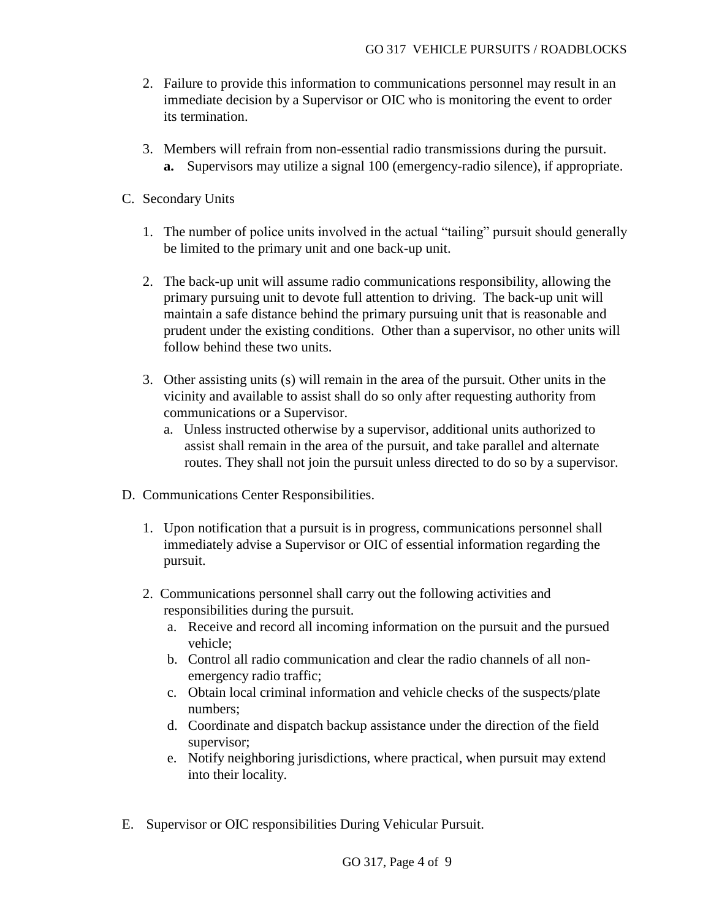2. Failure to provide this information to communications personnel may result in an immediate decision by a Supervisor or OIC who is monitoring the event to order its termination.

3. Members will refrain from non-essential radio transmissions during the pursuit.
   **a.** Supervisors may utilize a signal 100 (emergency-radio silence), if appropriate.

C. Secondary Units

1. The number of police units involved in the actual "tailing" pursuit should generally be limited to the primary unit and one back-up unit.

2. The back-up unit will assume radio communications responsibility, allowing the primary pursuing unit to devote full attention to driving. The back-up unit will maintain a safe distance behind the primary pursuing unit that is reasonable and prudent under the existing conditions. Other than a supervisor, no other units will follow behind these two units.

3. Other assisting units (s) will remain in the area of the pursuit. Other units in the vicinity and available to assist shall do so only after requesting authority from communications or a Supervisor.
   a. Unless instructed otherwise by a supervisor, additional units authorized to assist shall remain in the area of the pursuit, and take parallel and alternate routes. They shall not join the pursuit unless directed to do so by a supervisor.

D. Communications Center Responsibilities.

1. Upon notification that a pursuit is in progress, communications personnel shall immediately advise a Supervisor or OIC of essential information regarding the pursuit.

2. Communications personnel shall carry out the following activities and responsibilities during the pursuit.
   a. Receive and record all incoming information on the pursuit and the pursued vehicle;
   b. Control all radio communication and clear the radio channels of all non-emergency radio traffic;
   c. Obtain local criminal information and vehicle checks of the suspects/plate numbers;
   d. Coordinate and dispatch backup assistance under the direction of the field supervisor;
   e. Notify neighboring jurisdictions, where practical, when pursuit may extend into their locality.

E. Supervisor or OIC responsibilities During Vehicular Pursuit.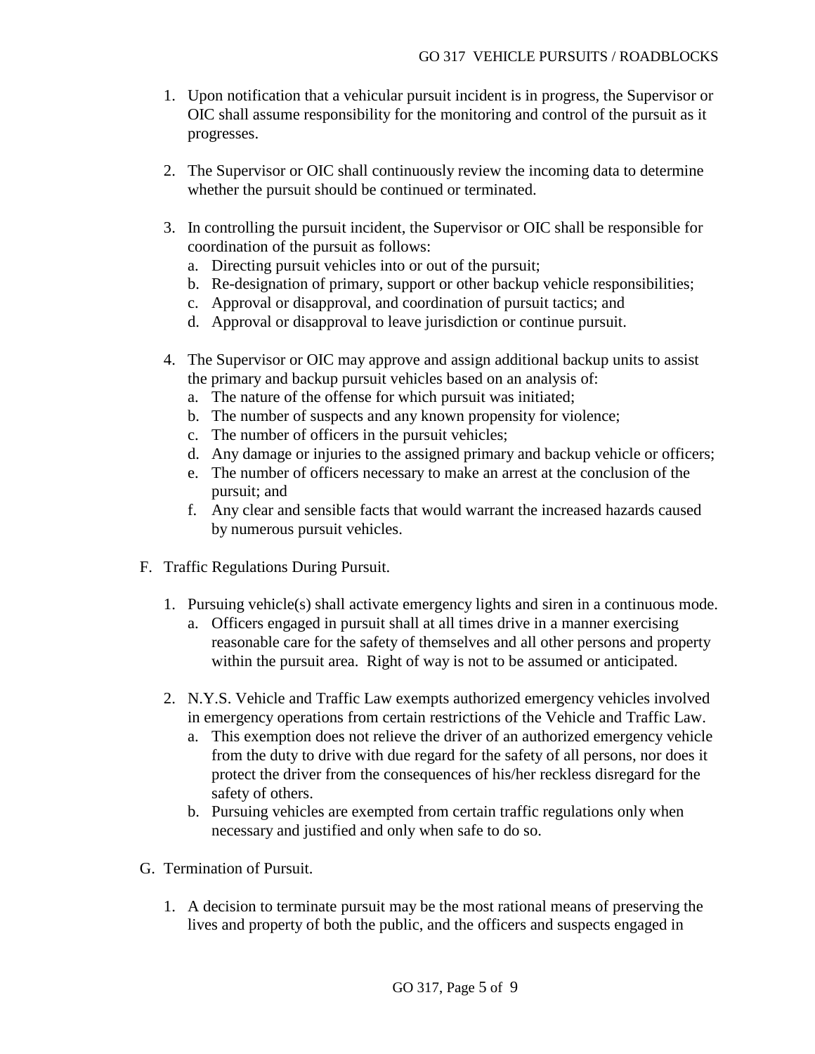1. Upon notification that a vehicular pursuit incident is in progress, the Supervisor or OIC shall assume responsibility for the monitoring and control of the pursuit as it progresses.

2. The Supervisor or OIC shall continuously review the incoming data to determine whether the pursuit should be continued or terminated.

3. In controlling the pursuit incident, the Supervisor or OIC shall be responsible for coordination of the pursuit as follows:
   a. Directing pursuit vehicles into or out of the pursuit;
   b. Re-designation of primary, support or other backup vehicle responsibilities;
   c. Approval or disapproval, and coordination of pursuit tactics; and
   d. Approval or disapproval to leave jurisdiction or continue pursuit.

4. The Supervisor or OIC may approve and assign additional backup units to assist the primary and backup pursuit vehicles based on an analysis of:
   a. The nature of the offense for which pursuit was initiated;
   b. The number of suspects and any known propensity for violence;
   c. The number of officers in the pursuit vehicles;
   d. Any damage or injuries to the assigned primary and backup vehicle or officers;
   e. The number of officers necessary to make an arrest at the conclusion of the pursuit; and
   f. Any clear and sensible facts that would warrant the increased hazards caused by numerous pursuit vehicles.

F. Traffic Regulations During Pursuit.

1. Pursuing vehicle(s) shall activate emergency lights and siren in a continuous mode.
   a. Officers engaged in pursuit shall at all times drive in a manner exercising reasonable care for the safety of themselves and all other persons and property within the pursuit area. Right of way is not to be assumed or anticipated.

2. N.Y.S. Vehicle and Traffic Law exempts authorized emergency vehicles involved in emergency operations from certain restrictions of the Vehicle and Traffic Law.
   a. This exemption does not relieve the driver of an authorized emergency vehicle from the duty to drive with due regard for the safety of all persons, nor does it protect the driver from the consequences of his/her reckless disregard for the safety of others.
   b. Pursuing vehicles are exempted from certain traffic regulations only when necessary and justified and only when safe to do so.

G. Termination of Pursuit.

1. A decision to terminate pursuit may be the most rational means of preserving the lives and property of both the public, and the officers and suspects engaged in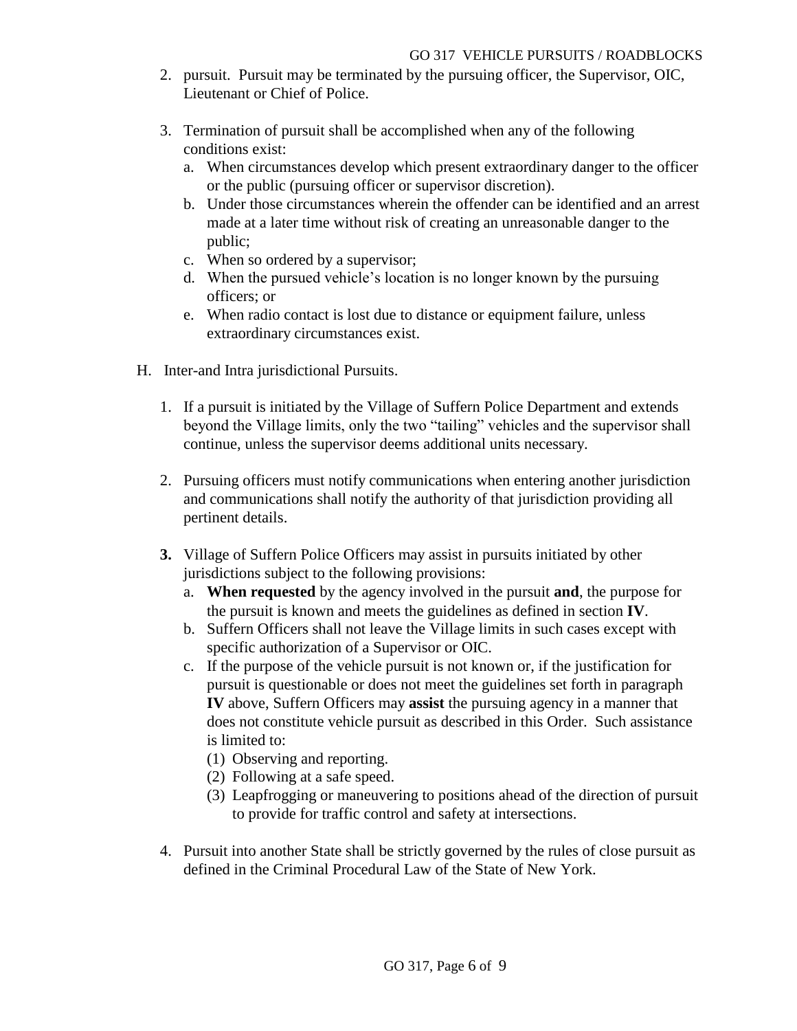2. pursuit. Pursuit may be terminated by the pursuing officer, the Supervisor, OIC, Lieutenant or Chief of Police.

3. Termination of pursuit shall be accomplished when any of the following conditions exist:
   a. When circumstances develop which present extraordinary danger to the officer or the public (pursuing officer or supervisor discretion).
   b. Under those circumstances wherein the offender can be identified and an arrest made at a later time without risk of creating an unreasonable danger to the public;
   c. When so ordered by a supervisor;
   d. When the pursued vehicle's location is no longer known by the pursuing officers; or
   e. When radio contact is lost due to distance or equipment failure, unless extraordinary circumstances exist.

H. Inter-and Intra jurisdictional Pursuits.

1. If a pursuit is initiated by the Village of Suffern Police Department and extends beyond the Village limits, only the two "tailing" vehicles and the supervisor shall continue, unless the supervisor deems additional units necessary.

2. Pursuing officers must notify communications when entering another jurisdiction and communications shall notify the authority of that jurisdiction providing all pertinent details.

**3.** Village of Suffern Police Officers may assist in pursuits initiated by other jurisdictions subject to the following provisions:
   a. **When requested** by the agency involved in the pursuit **and**, the purpose for the pursuit is known and meets the guidelines as defined in section **IV**.
   b. Suffern Officers shall not leave the Village limits in such cases except with specific authorization of a Supervisor or OIC.
   c. If the purpose of the vehicle pursuit is not known or, if the justification for pursuit is questionable or does not meet the guidelines set forth in paragraph **IV** above, Suffern Officers may **assist** the pursuing agency in a manner that does not constitute vehicle pursuit as described in this Order. Such assistance is limited to:
      (1) Observing and reporting.
      (2) Following at a safe speed.
      (3) Leapfrogging or maneuvering to positions ahead of the direction of pursuit to provide for traffic control and safety at intersections.

4. Pursuit into another State shall be strictly governed by the rules of close pursuit as defined in the Criminal Procedural Law of the State of New York.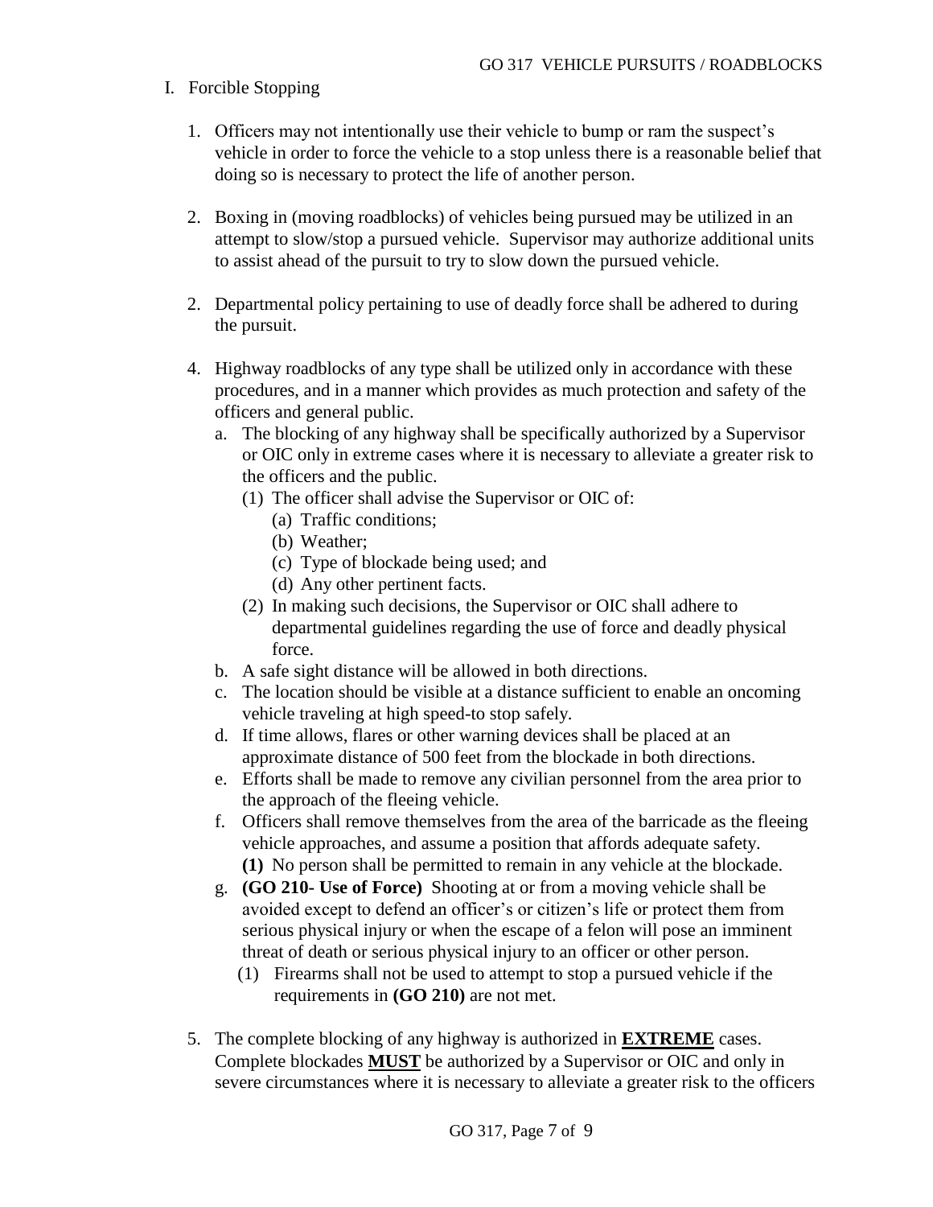I. Forcible Stopping

1. Officers may not intentionally use their vehicle to bump or ram the suspect's vehicle in order to force the vehicle to a stop unless there is a reasonable belief that doing so is necessary to protect the life of another person.

2. Boxing in (moving roadblocks) of vehicles being pursued may be utilized in an attempt to slow/stop a pursued vehicle. Supervisor may authorize additional units to assist ahead of the pursuit to try to slow down the pursued vehicle.

2. Departmental policy pertaining to use of deadly force shall be adhered to during the pursuit.

4. Highway roadblocks of any type shall be utilized only in accordance with these procedures, and in a manner which provides as much protection and safety of the officers and general public.
   a. The blocking of any highway shall be specifically authorized by a Supervisor or OIC only in extreme cases where it is necessary to alleviate a greater risk to the officers and the public.
      (1) The officer shall advise the Supervisor or OIC of:
         (a) Traffic conditions;
         (b) Weather;
         (c) Type of blockade being used; and
         (d) Any other pertinent facts.
      (2) In making such decisions, the Supervisor or OIC shall adhere to departmental guidelines regarding the use of force and deadly physical force.
   b. A safe sight distance will be allowed in both directions.
   c. The location should be visible at a distance sufficient to enable an oncoming vehicle traveling at high speed-to stop safely.
   d. If time allows, flares or other warning devices shall be placed at an approximate distance of 500 feet from the blockade in both directions.
   e. Efforts shall be made to remove any civilian personnel from the area prior to the approach of the fleeing vehicle.
   f. Officers shall remove themselves from the area of the barricade as the fleeing vehicle approaches, and assume a position that affords adequate safety.
      **(1)** No person shall be permitted to remain in any vehicle at the blockade.
   g. **(GO 210- Use of Force)** Shooting at or from a moving vehicle shall be avoided except to defend an officer's or citizen's life or protect them from serious physical injury or when the escape of a felon will pose an imminent threat of death or serious physical injury to an officer or other person.
      (1) Firearms shall not be used to attempt to stop a pursued vehicle if the requirements in **(GO 210)** are not met.

5. The complete blocking of any highway is authorized in **<u>EXTREME</u>** cases. Complete blockades **<u>MUST</u>** be authorized by a Supervisor or OIC and only in severe circumstances where it is necessary to alleviate a greater risk to the officers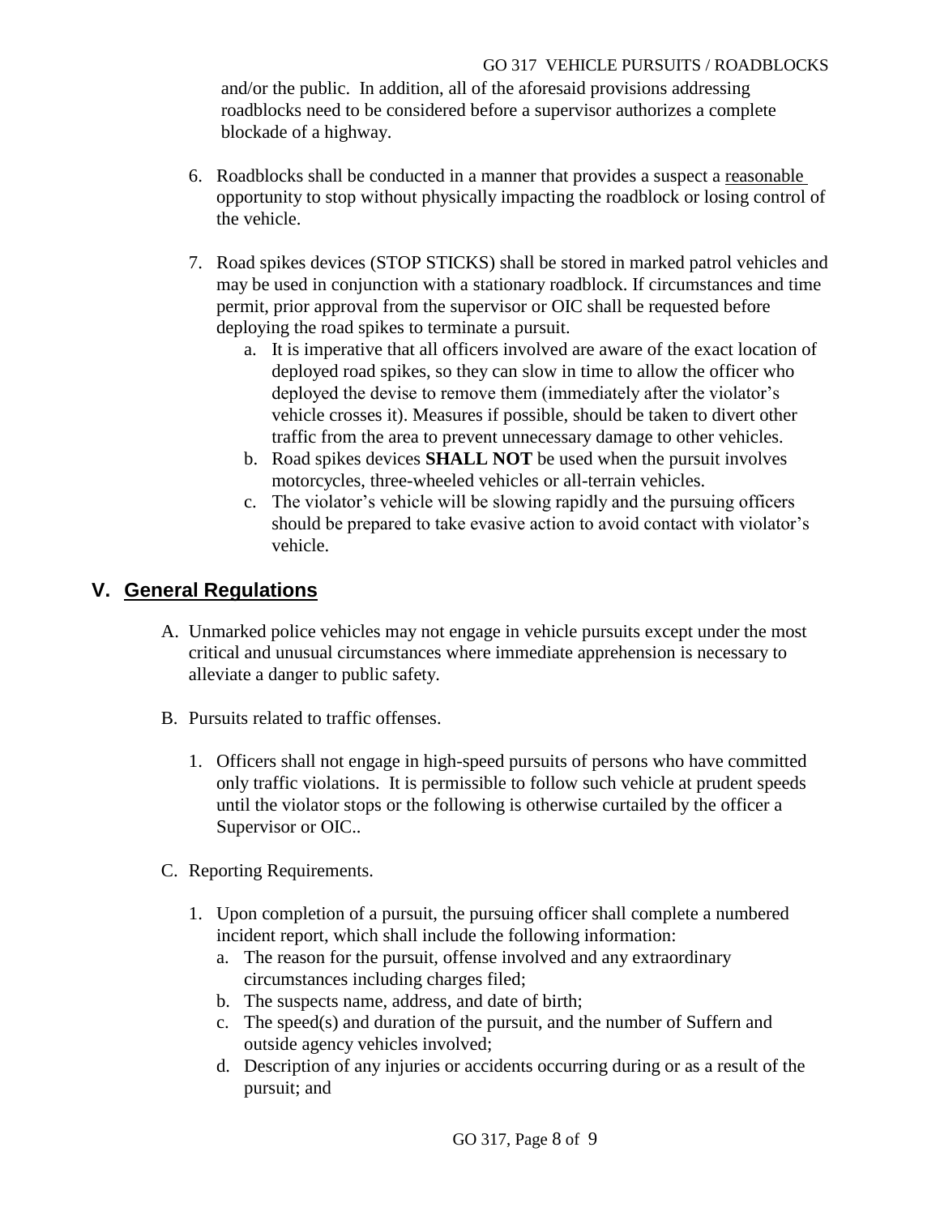and/or the public. In addition, all of the aforesaid provisions addressing roadblocks need to be considered before a supervisor authorizes a complete blockade of a highway.

6. Roadblocks shall be conducted in a manner that provides a suspect a <u>reasonable</u> opportunity to stop without physically impacting the roadblock or losing control of the vehicle.

7. Road spikes devices (STOP STICKS) shall be stored in marked patrol vehicles and may be used in conjunction with a stationary roadblock. If circumstances and time permit, prior approval from the supervisor or OIC shall be requested before deploying the road spikes to terminate a pursuit.
   a. It is imperative that all officers involved are aware of the exact location of deployed road spikes, so they can slow in time to allow the officer who deployed the devise to remove them (immediately after the violator's vehicle crosses it). Measures if possible, should be taken to divert other traffic from the area to prevent unnecessary damage to other vehicles.
   b. Road spikes devices **SHALL NOT** be used when the pursuit involves motorcycles, three-wheeled vehicles or all-terrain vehicles.
   c. The violator's vehicle will be slowing rapidly and the pursuing officers should be prepared to take evasive action to avoid contact with violator's vehicle.

## V. <u>General Regulations</u>

A. Unmarked police vehicles may not engage in vehicle pursuits except under the most critical and unusual circumstances where immediate apprehension is necessary to alleviate a danger to public safety.

B. Pursuits related to traffic offenses.

   1. Officers shall not engage in high-speed pursuits of persons who have committed only traffic violations. It is permissible to follow such vehicle at prudent speeds until the violator stops or the following is otherwise curtailed by the officer a Supervisor or OIC..

C. Reporting Requirements.

   1. Upon completion of a pursuit, the pursuing officer shall complete a numbered incident report, which shall include the following information:
      a. The reason for the pursuit, offense involved and any extraordinary circumstances including charges filed;
      b. The suspects name, address, and date of birth;
      c. The speed(s) and duration of the pursuit, and the number of Suffern and outside agency vehicles involved;
      d. Description of any injuries or accidents occurring during or as a result of the pursuit; and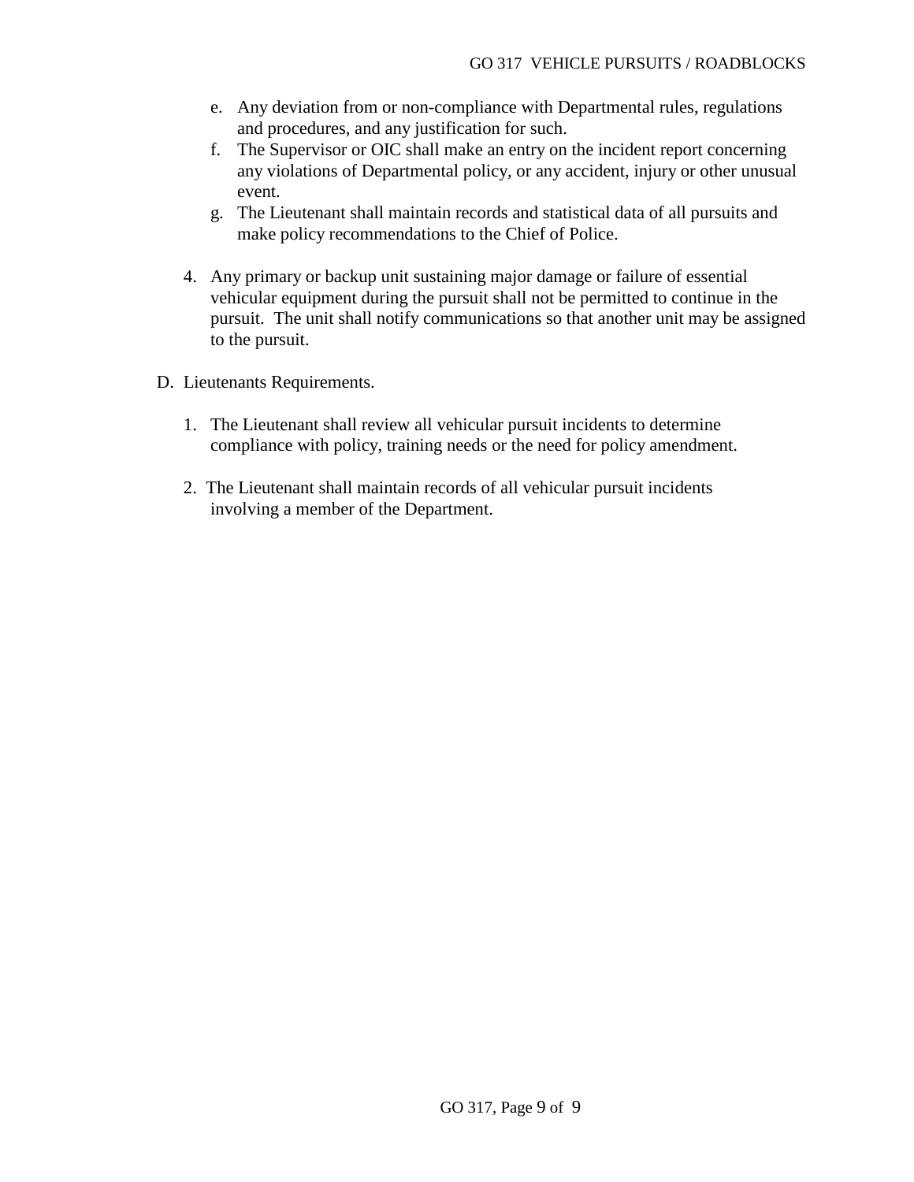e. Any deviation from or non-compliance with Departmental rules, regulations and procedures, and any justification for such.
   f. The Supervisor or OIC shall make an entry on the incident report concerning any violations of Departmental policy, or any accident, injury or other unusual event.
   g. The Lieutenant shall maintain records and statistical data of all pursuits and make policy recommendations to the Chief of Police.

4. Any primary or backup unit sustaining major damage or failure of essential vehicular equipment during the pursuit shall not be permitted to continue in the pursuit. The unit shall notify communications so that another unit may be assigned to the pursuit.

D. Lieutenants Requirements.

   1. The Lieutenant shall review all vehicular pursuit incidents to determine compliance with policy, training needs or the need for policy amendment.

   2. The Lieutenant shall maintain records of all vehicular pursuit incidents involving a member of the Department.